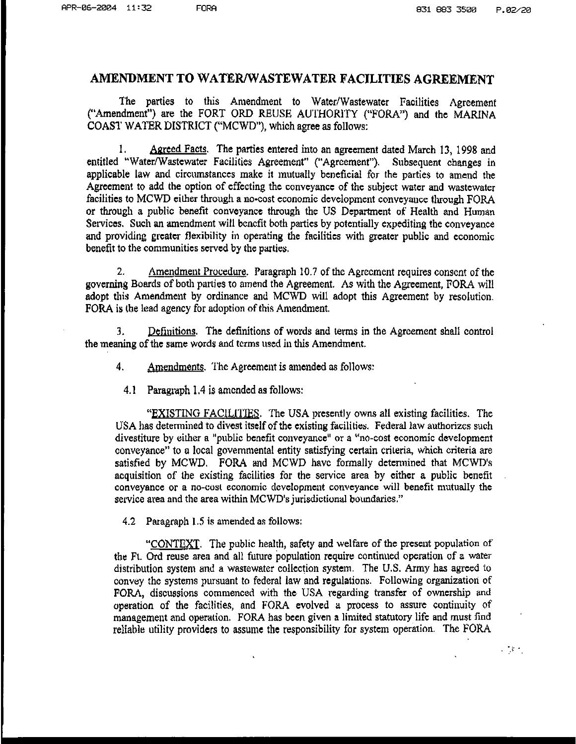# AMENDMENT TO WATER/WASTEWATER FACILITIES AGREEMENT

The parties to this Amendment to Water/Wastewater Facilities Agreement ("Amendment") are the FORT ORD REUSE AUTHORITY ("FORA") and the MARINA COAST WATER DISTRICT ("MCWD"), which agree as follows:

1. Agreed Facts. The parties entered into an agreement dated March 13, 1998 and entitled "Water/Wastewater Facilities Agreement" ("Agreement"). Subsequent changes in applicable law and circumstances make it mutually beneficial for the parties to amend the Agreement to add the option of effecting the conveyance of the subject water and wastewater facilities to MCWD either through a no-cost economic development conveyance through FORA or through a public benefit conveyance through the US Department of Health and Human Services. Such an amendment will benefit both parties by potentially expediting the conveyance and providing greater flexibility in operating the facilities with greater public and economic benefit to the communities served by the parties.

2. Amendment Procedure. Paragraph 10.7 of the Agreement requires consent of the governing Boards of both parties to amend the Agreement. As with the Agreement, FORA will adopt this Amendment by ordinance and MCWD will adopt this Agreement by resolution. FORA is the lead agency for adoption of this Amendment.

3. Definitions. The definitions of words and terms in the Agreement shall control the meaning of the same words and terms used in this Amendment.

4. Amendments. The Agreement is amended as follows:

4.1 Paragraph 1.4 is amended as follows:

"EXISTING FACILITIES. The USA presently owns all existing facilities. The USA has determined to divest itself of the existing facilities. Federal law authorizes such divestiture by either a "public benefit conveyance" or a "no-cost economic development conveyance" to a local governmental entity satisfying certain criteria, which criteria are satisfied by MCWD. FORA and MCWD have formally determined that MCWD's acquisition of the existing facilities for the service area by either a public benefit conveyance or a no-cost economic development conveyance will benefit mutually the service area and the area within MCWD's jurisdictional boundaries."

4.2 Paragraph 1.5 is amended as follows:

"CONTEXT. The public health, safety and welfare of the present population of the Ft. Ord reuse area and all future population require continued operation of a water distribution system and a wastewater collection system. The U.S. Army has agreed to convey the systems pursuant to federal law and regulations. Following organization of FORA, discussions commenced with the USA regarding transfer of ownership and operation of the facilities, and FORA evolved a process to assure continuity of management and operation. FORA has been given a limited statutory life and must find reliable utility providers to assume the responsibility for system operation. The FORA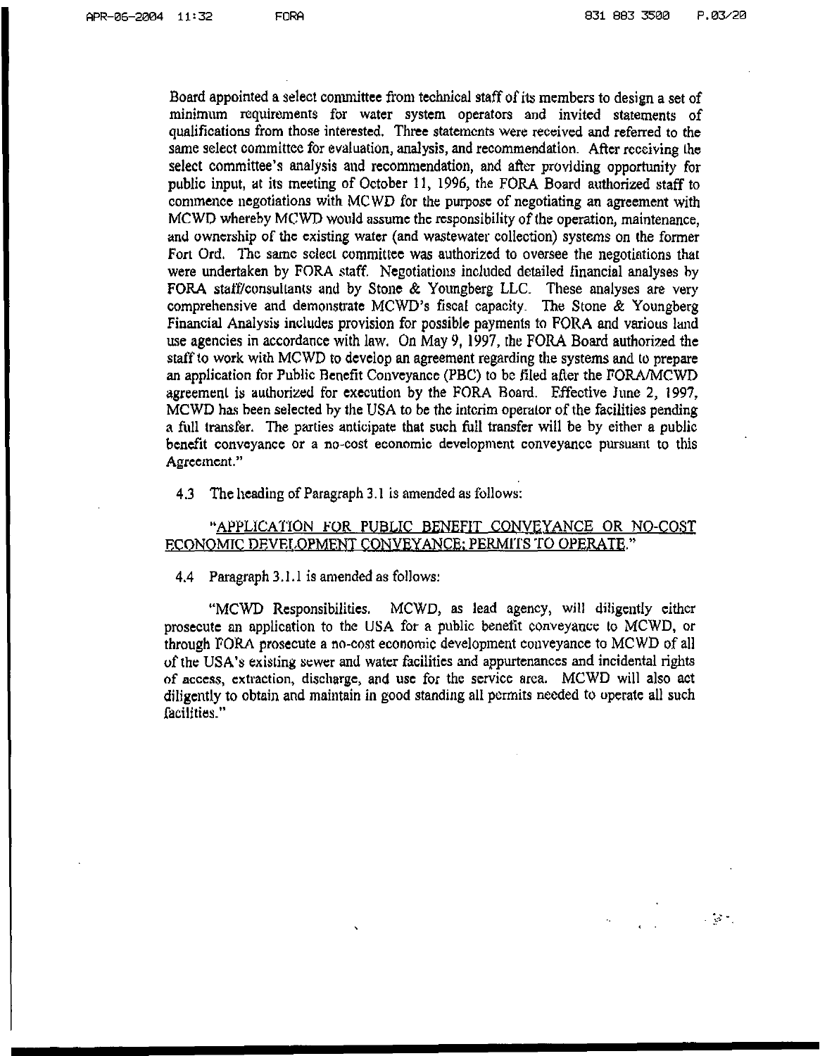Board appointed a select committee from technical staff of its members to design a set of minimum requirements for water system operators and invited statements of qualifications from those interested. Three statements were received and referred to the same select committee for evaluation, analysis, and recommendation. After receiving the select committee's analysis and recommendation, and after providing opportunity for public input, at its meeting of October 11, 1996, the FORA Board authorized staff to commence negotiations with MCWD for the purpose of negotiating an agreement with MCWD whereby MCWD would assume the responsibility of the operation, maintenance, and ownership of the existing water (and wastewater collection) systems on the former Fort Ord. The same select committee was authorized to oversee the negotiations that were undertaken by FORA staff. Negotiations included detailed financial analyses by FORA staff/consultants and by Stone & Youngberg LLC. These analyses are very comprehensive and demonstrate MCWD's fiscal capacity. The Stone & Youngberg Financial Analysis includes provision for possible payments to FORA and various land use agencies in accordance with law. On May 9, 1997, the FORA Board authorized the staff to work with MCWD to develop an agreement regarding the systems and to prepare an application for Public Benefit Conveyance (PBC) to be filed after the FORA/MCWD agreement is authorized for execution by the FORA Board. Effective June 2, 1997, MCWD has been selected by the USA to be the interim operator of the facilities pending a full transfer. The parties anticipate that such full transfer will be by either a public benefit conveyance or a no-cost economic development conveyance pursuant to this Agreement."

4.3 The heading of Paragraph 3.1 is amended as follows:

"<u>APPLICATION FOR PUBLIC BENEFIT CONVEYANCE OR NO-COST ECONOMIC DEVELOPMENT CONVEYANCE; PERMITS TO OPERATE</u>."

4.4 Paragraph 3.1.1 is amended as follows:

"MCWD Responsibilities. MCWD, as lead agency, will diligently either prosecute an application to the USA for a public benefit conveyance to MCWD, or through FORA prosecute a no-cost economic development conveyance to MCWD of all of the USA's existing sewer and water facilities and appurtenances and incidental rights of access, extraction, discharge, and use for the service area. MCWD will also act diligently to obtain and maintain in good standing all permits needed to operate all such facilities."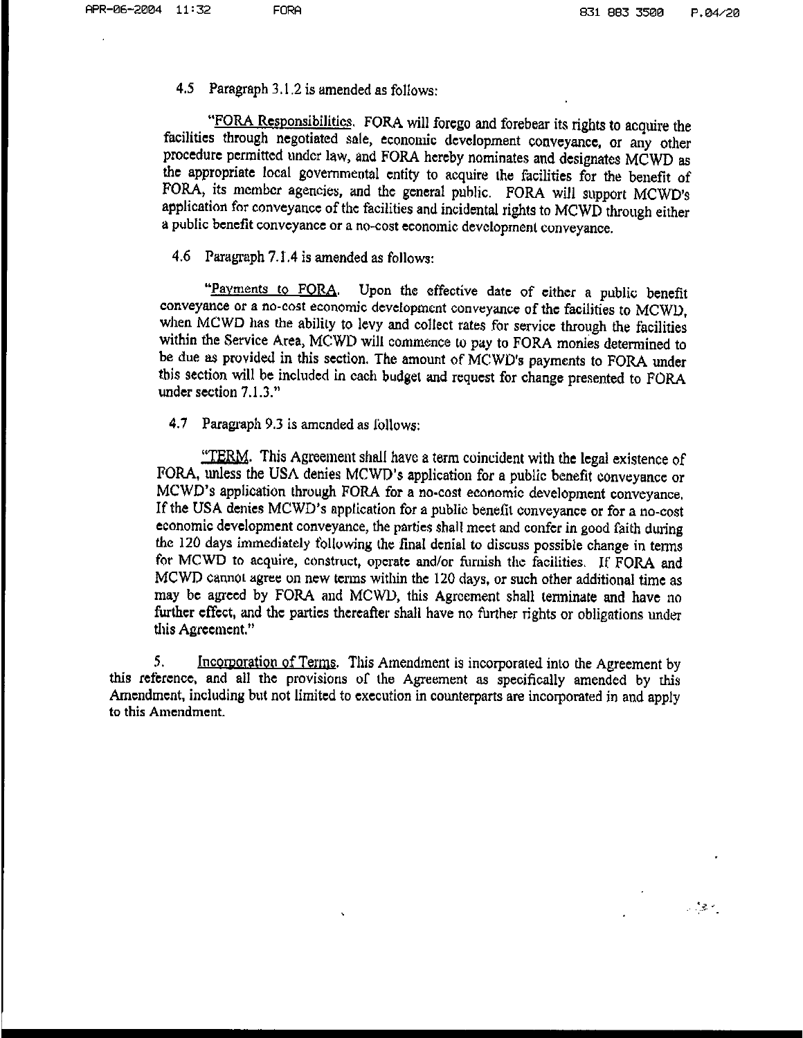4.5 Paragraph 3.1.2 is amended as follows:

"FORA Responsibilities. FORA will forego and forebear its rights to acquire the facilities through negotiated sale, economic development conveyance, or any other procedure permitted under law, and FORA hereby nominates and designates MCWD as the appropriate local governmental entity to acquire the facilities for the benefit of FORA, its member agencies, and the general public. FORA will support MCWD's application for conveyance of the facilities and incidental rights to MCWD through either a public benefit conveyance or a no-cost economic development conveyance.

4.6 Paragraph 7.1.4 is amended as follows:

"Payments to FORA. Upon the effective date of either a public benefit conveyance or a no-cost economic development conveyance of the facilities to MCWD, when MCWD has the ability to levy and collect rates for service through the facilities within the Service Area, MCWD will commence to pay to FORA monies determined to be due as provided in this section. The amount of MCWD's payments to FORA under this section will be included in each budget and request for change presented to FORA under section 7.1.3."

4.7 Paragraph 9.3 is amended as follows:

"TERM. This Agreement shall have a term coincident with the legal existence of FORA, unless the USA denies MCWD's application for a public benefit conveyance or MCWD's application through FORA for a no-cost economic development conveyance. If the USA denies MCWD's application for a public benefit conveyance or for a no-cost economic development conveyance, the parties shall meet and confer in good faith during the 120 days immediately following the final denial to discuss possible change in terms for MCWD to acquire, construct, operate and/or furnish the facilities. If FORA and MCWD cannot agree on new terms within the 120 days, or such other additional time as may be agreed by FORA and MCWD, this Agreement shall terminate and have no further effect, and the parties thereafter shall have no further rights or obligations under this Agreement."

5. Incorporation of Terms. This Amendment is incorporated into the Agreement by this reference, and all the provisions of the Agreement as specifically amended by this Amendment, including but not limited to execution in counterparts are incorporated in and apply to this Amendment.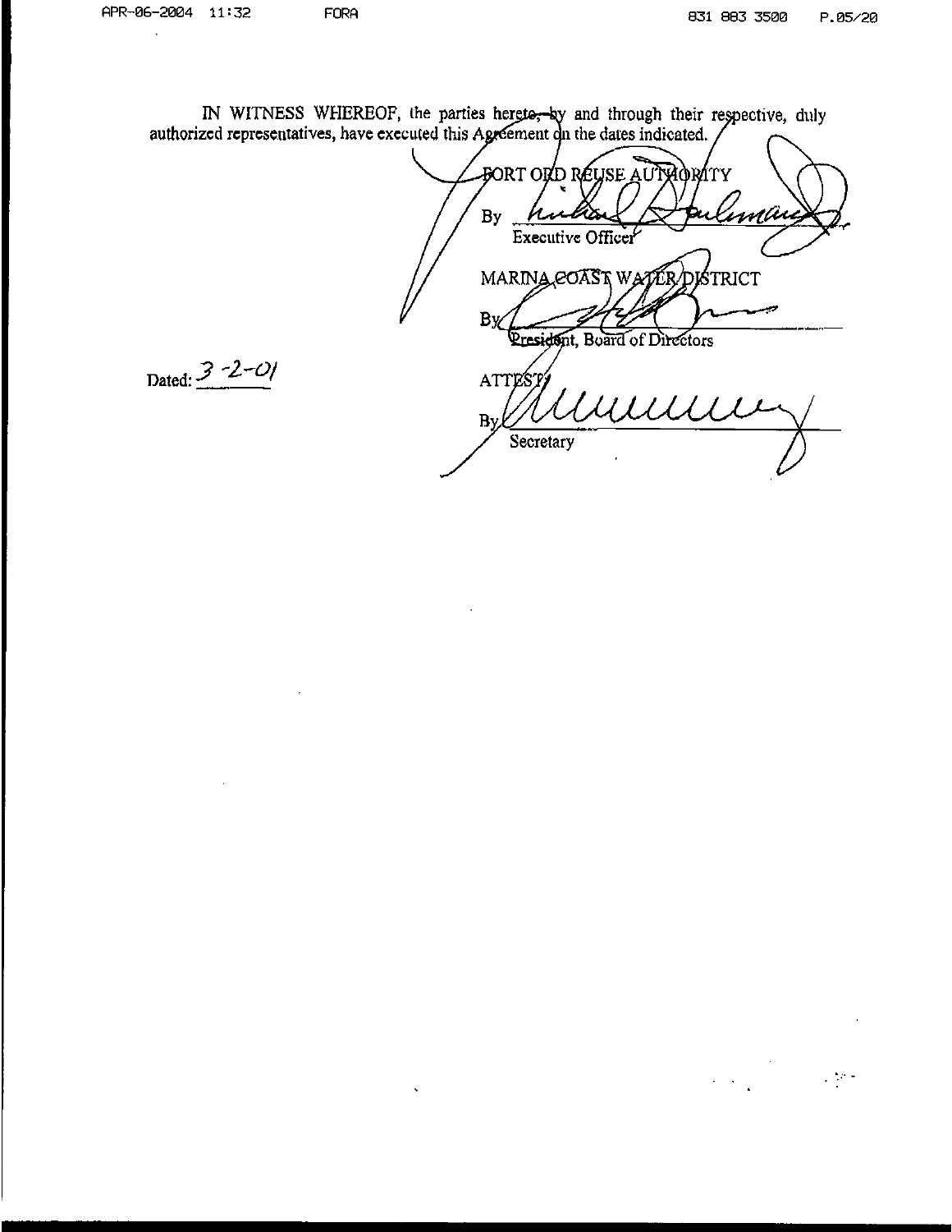IN WITNESS WHEREOF, the parties hereto, by and through their respective, duly authorized representatives, have executed this Agreement on the dates indicated.

FORT ORD REUSE AUTHORITY

By ______________________
Executive Officer

MARINA COAST WATER DISTRICT

By ______________________
President, Board of Directors

Dated: 3-2-01

ATTEST:

By ______________________
Secretary